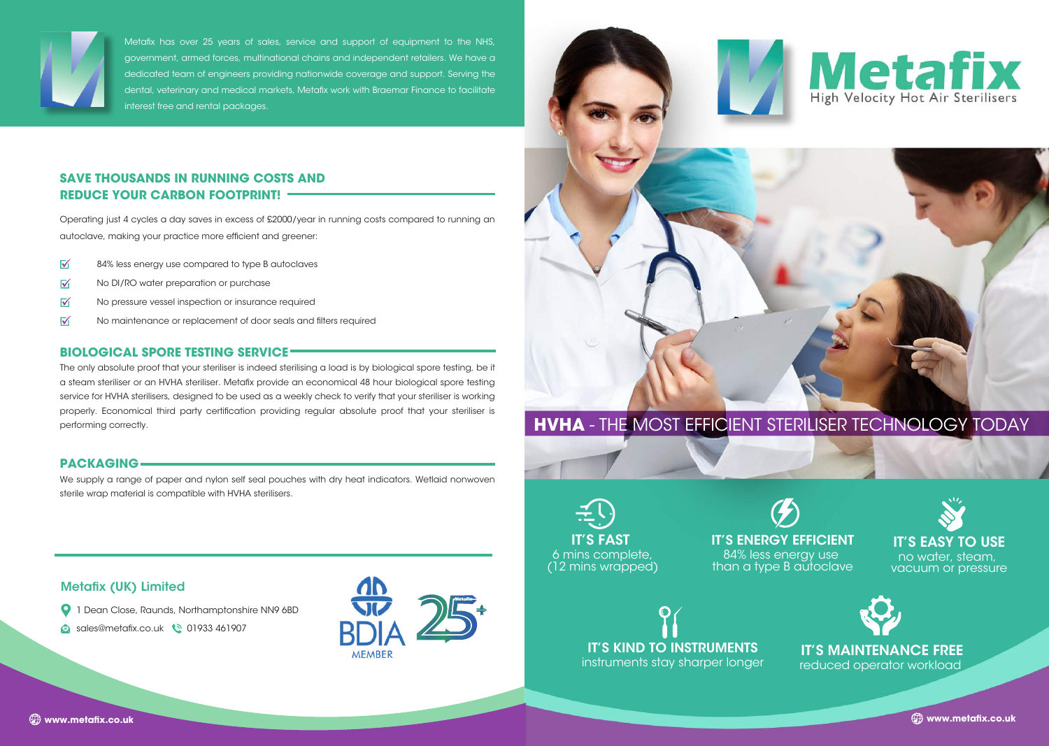Metafix has over 25 years of sales, service and support of equipment to the NHS, government, armed forces, multinational chains and independent retailers. We have a dedicated team of engineers providing nationwide coverage and support. Serving the dental, veterinary and medical markets, Metafix work with Braemar Finance to facilitate interest free and rental packages.

## SAVE THOUSANDS IN RUNNING COSTS AND REDUCE YOUR CARBON FOOTPRINT!

Operating just 4 cycles a day saves in excess of £2000/year in running costs compared to running an autoclave, making your practice more efficient and greener:

- ☑ 84% less energy use compared to type B autoclaves
- ☑ No DI/RO water preparation or purchase
- ☑ No pressure vessel inspection or insurance required
- ☑ No maintenance or replacement of door seals and filters required

## BIOLOGICAL SPORE TESTING SERVICE

The only absolute proof that your steriliser is indeed sterilising a load is by biological spore testing, be it a steam steriliser or an HVHA steriliser. Metafix provide an economical 48 hour biological spore testing service for HVHA sterilisers, designed to be used as a weekly check to verify that your steriliser is working properly. Economical third party certification providing regular absolute proof that your steriliser is performing correctly.

## PACKAGING

We supply a range of paper and nylon self seal pouches with dry heat indicators. Wetlaid nonwoven sterile wrap material is compatible with HVHA sterilisers.

### Metafix (UK) Limited

1 Dean Close, Raunds, Northamptonshire NN9 6BD

sales@metafix.co.uk 01933 461907

BDIA MEMBER

25+

www.metafix.co.uk

# Metafix

High Velocity Hot Air Sterilisers

## HVHA - THE MOST EFFICIENT STERILISER TECHNOLOGY TODAY

**IT'S FAST**
6 mins complete, (12 mins wrapped)

**IT'S ENERGY EFFICIENT**
84% less energy use than a type B autoclave

**IT'S EASY TO USE**
no water, steam, vacuum or pressure

**IT'S KIND TO INSTRUMENTS**
instruments stay sharper longer

**IT'S MAINTENANCE FREE**
reduced operator workload

www.metafix.co.uk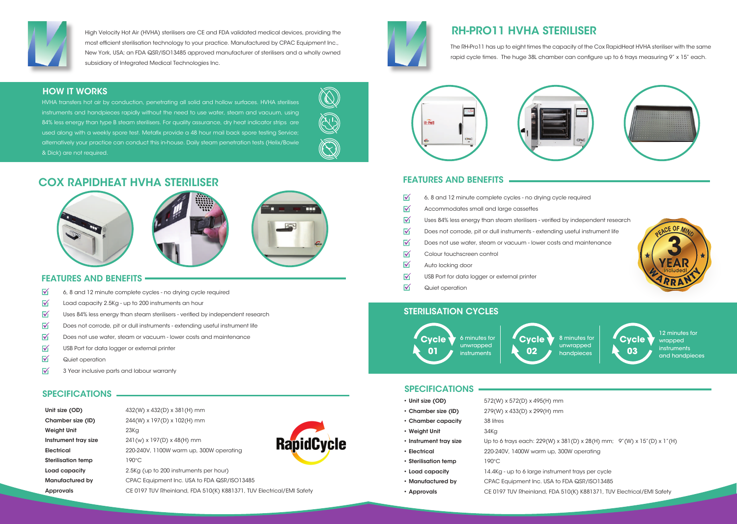High Velocity Hot Air (HVHA) sterilisers are CE and FDA validated medical devices, providing the most efficient sterilisation technology to your practice. Manufactured by CPAC Equipment Inc., New York, USA; an FDA QSR/ISO13485 approved manufacturer of sterilisers and a wholly owned subsidiary of Integrated Medical Technologies Inc.

## HOW IT WORKS

HVHA transfers hot air by conduction, penetrating all solid and hollow surfaces. HVHA sterilises instruments and handpieces rapidly without the need to use water, steam and vacuum, using 84% less energy than type B steam sterilisers. For quality assurance, dry heat indicator strips are used along with a weekly spore test. Metafix provide a 48 hour mail back spore testing Service; alternatively your practice can conduct this in-house. Daily steam penetration tests (Helix/Bowie & Dick) are not required.

# COX RAPIDHEAT HVHA STERILISER

## FEATURES AND BENEFITS

- 6, 8 and 12 minute complete cycles - no drying cycle required
- Load capacity 2.5Kg - up to 200 instruments an hour
- Uses 84% less energy than steam sterilisers - verified by independent research
- Does not corrode, pit or dull instruments - extending useful instrument life
- Does not use water, steam or vacuum - lower costs and maintenance
- USB Port for data logger or external printer
- Quiet operation
- 3 Year inclusive parts and labour warranty

## SPECIFICATIONS

| | |
|---|---|
| **Unit size (OD)** | 432(W) x 432(D) x 381(H) mm |
| **Chamber size (ID)** | 244(W) x 197(D) x 102(H) mm |
| **Weight Unit** | 23Kg |
| **Instrument tray size** | 241(w) x 197(D) x 48(H) mm |
| **Electrical** | 220-240V, 1100W warm up, 300W operating |
| **Sterilisation temp** | 190°C |
| **Load capacity** | 2.5Kg (up to 200 instruments per hour) |
| **Manufactured by** | CPAC Equipment Inc. USA to FDA QSR/ISO13485 |
| **Approvals** | CE 0197 TUV Rheinland, FDA 510(K) K881371, TUV Electrical/EMI Safety |

RapidCycle

# RH-PRO11 HVHA STERILISER

The RH-Pro11 has up to eight times the capacity of the Cox RapidHeat HVHA steriliser with the same rapid cycle times. The huge 38L chamber can configure up to 6 trays measuring 9" x 15" each.

## FEATURES AND BENEFITS

- 6, 8 and 12 minute complete cycles - no drying cycle required
- Accommodates small and large cassettes
- Uses 84% less energy than steam sterilisers - verified by independent research
- Does not corrode, pit or dull instruments - extending useful instrument life
- Does not use water, steam or vacuum - lower costs and maintenance
- Colour touchscreen control
- Auto locking door
- USB Port for data logger or external printer
- Quiet operation

PEACE OF MIND 3 YEAR Included! WARRANTY

## STERILISATION CYCLES

- **Cycle 01** – 6 minutes for unwrapped instruments
- **Cycle 02** – 8 minutes for unwrapped handpieces
- **Cycle 03** – 12 minutes for wrapped instruments and handpieces

## SPECIFICATIONS

| | |
|---|---|
| **Unit size (OD)** | 572(W) x 572(D) x 495(H) mm |
| **Chamber size (ID)** | 279(W) x 433(D) x 299(H) mm |
| **Chamber capacity** | 38 litres |
| **Weight Unit** | 34Kg |
| **Instrument tray size** | Up to 6 trays each: 229(W) x 381(D) x 28(H) mm; 9"(W) x 15"(D) x 1"(H) |
| **Electrical** | 220-240V, 1400W warm up, 300W operating |
| **Sterilisation temp** | 190°C |
| **Load capacity** | 14.4Kg - up to 6 large instrument trays per cycle |
| **Manufactured by** | CPAC Equipment Inc. USA to FDA QSR/ISO13485 |
| **Approvals** | CE 0197 TUV Rheinland, FDA 510(K) K881371, TUV Electrical/EMI Safety |